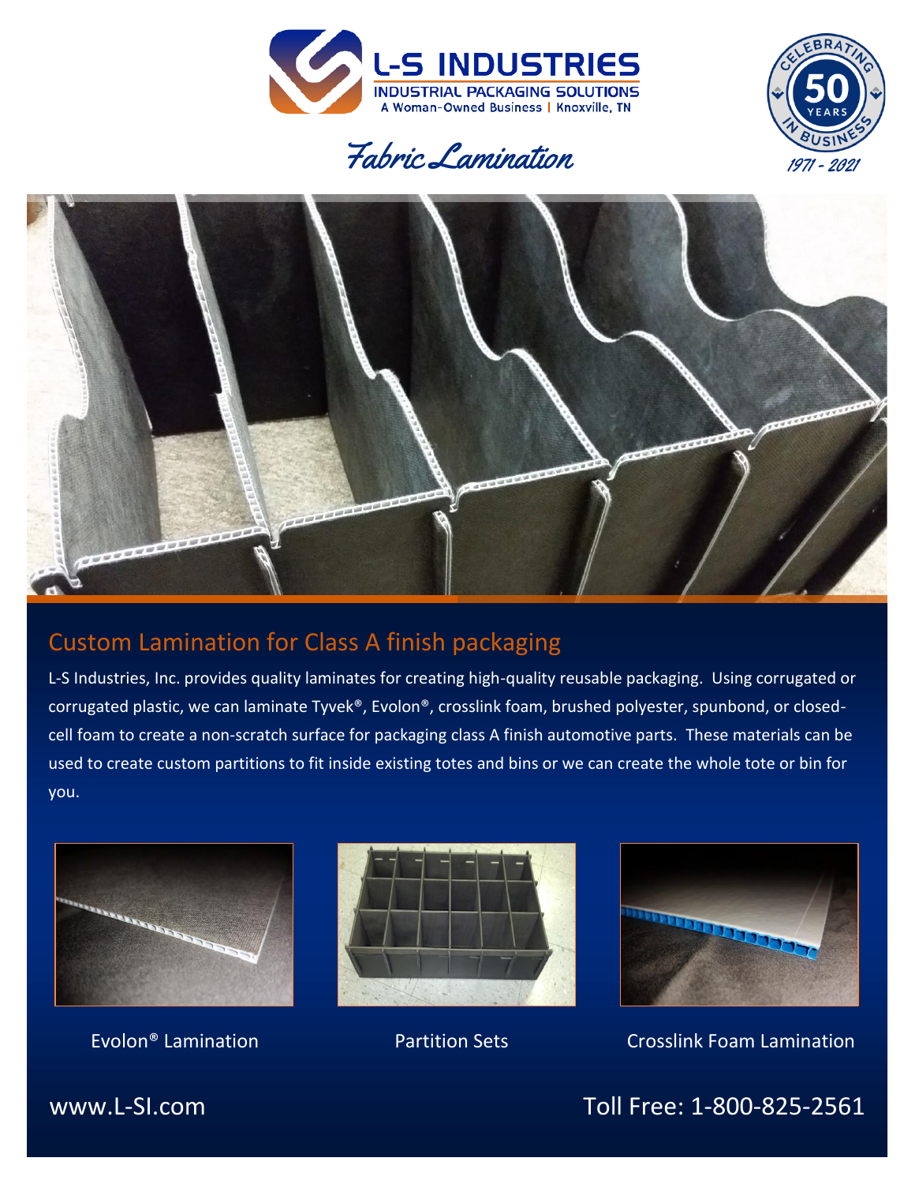L-S INDUSTRIES

INDUSTRIAL PACKAGING SOLUTIONS

A Woman-Owned Business | Knoxville, TN

CELEBRATING 50 YEARS IN BUSINESS

1971 - 2021

# Fabric Lamination

## Custom Lamination for Class A finish packaging

L-S Industries, Inc. provides quality laminates for creating high-quality reusable packaging. Using corrugated or corrugated plastic, we can laminate Tyvek®, Evolon®, crosslink foam, brushed polyester, spunbond, or closed-cell foam to create a non-scratch surface for packaging class A finish automotive parts. These materials can be used to create custom partitions to fit inside existing totes and bins or we can create the whole tote or bin for you.

Evolon® Lamination

Partition Sets

Crosslink Foam Lamination

www.L-SI.com

Toll Free: 1-800-825-2561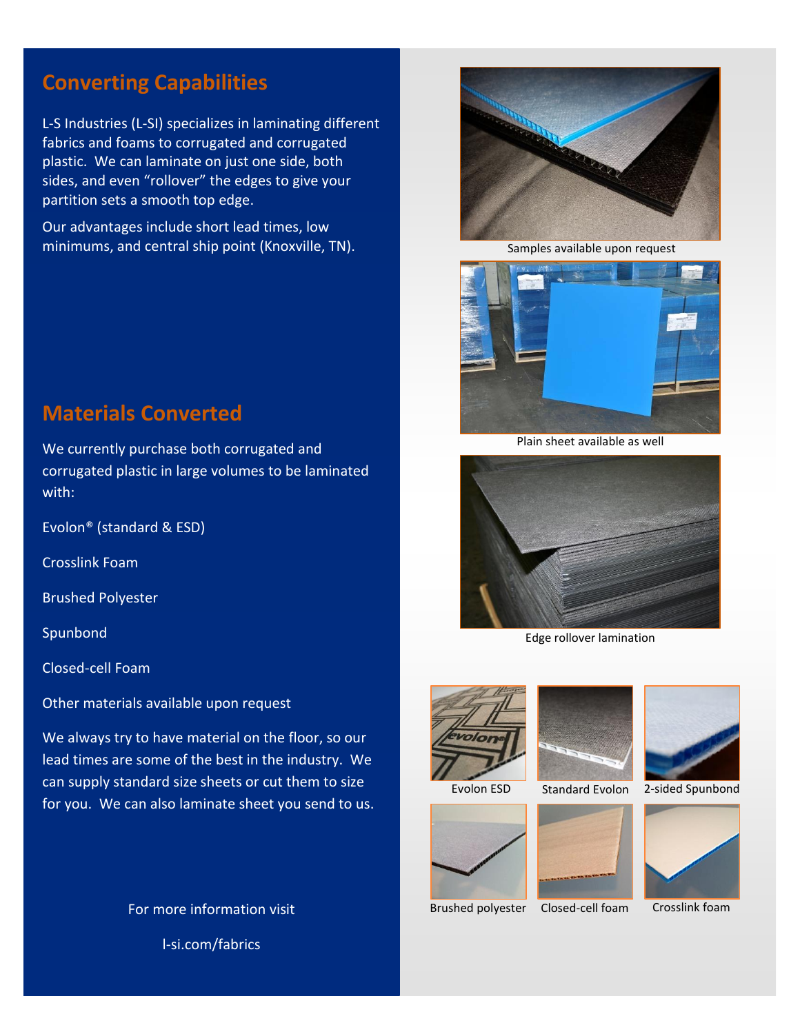## Converting Capabilities

L-S Industries (L-SI) specializes in laminating different fabrics and foams to corrugated and corrugated plastic. We can laminate on just one side, both sides, and even "rollover" the edges to give your partition sets a smooth top edge.

Our advantages include short lead times, low minimums, and central ship point (Knoxville, TN).

## Materials Converted

We currently purchase both corrugated and corrugated plastic in large volumes to be laminated with:

Evolon® (standard & ESD)

Crosslink Foam

Brushed Polyester

Spunbond

Closed-cell Foam

Other materials available upon request

We always try to have material on the floor, so our lead times are some of the best in the industry. We can supply standard size sheets or cut them to size for you. We can also laminate sheet you send to us.

For more information visit

l-si.com/fabrics

Samples available upon request

Plain sheet available as well

Edge rollover lamination

Evolon ESD

Standard Evolon

2-sided Spunbond

Brushed polyester

Closed-cell foam

Crosslink foam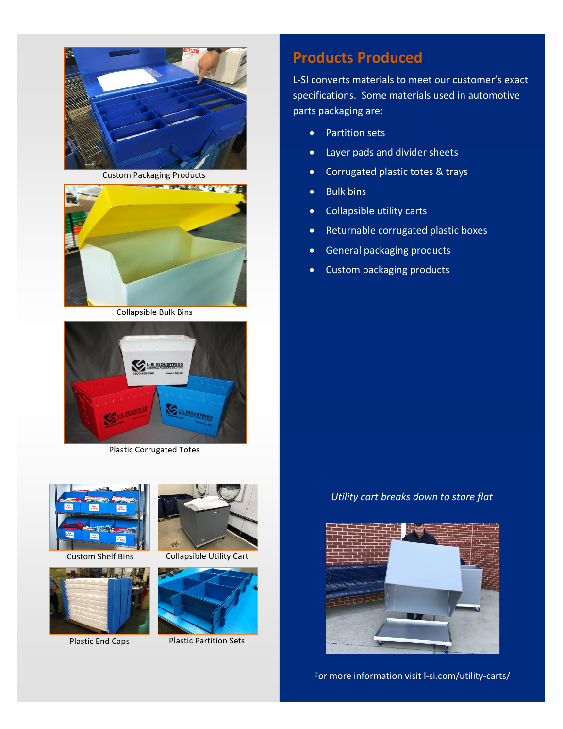Custom Packaging Products

Collapsible Bulk Bins

Plastic Corrugated Totes

Custom Shelf Bins

Collapsible Utility Cart

Plastic End Caps

Plastic Partition Sets

## Products Produced

L-SI converts materials to meet our customer's exact specifications. Some materials used in automotive parts packaging are:

- Partition sets
- Layer pads and divider sheets
- Corrugated plastic totes & trays
- Bulk bins
- Collapsible utility carts
- Returnable corrugated plastic boxes
- General packaging products
- Custom packaging products

*Utility cart breaks down to store flat*

For more information visit l-si.com/utility-carts/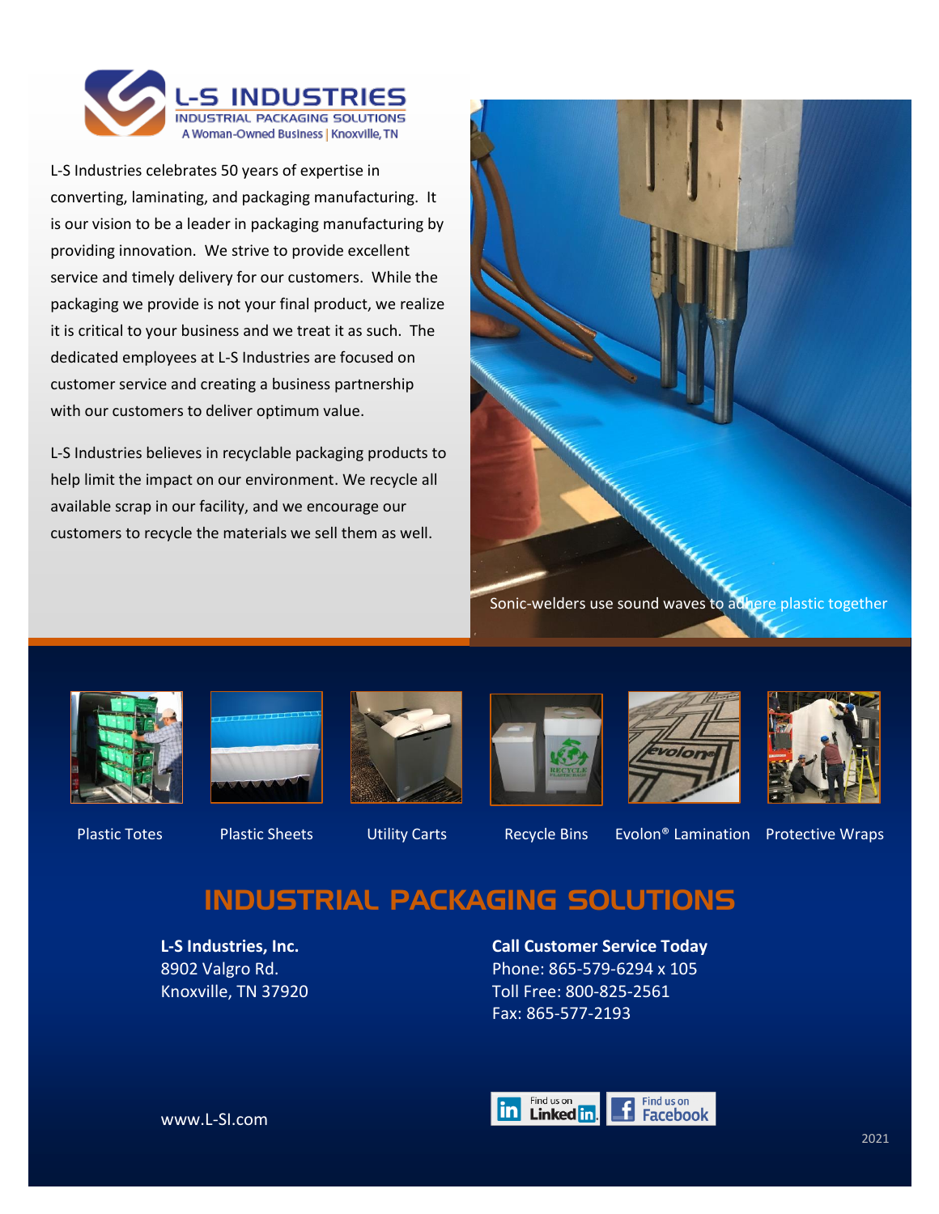# L-S INDUSTRIES

INDUSTRIAL PACKAGING SOLUTIONS

A Woman-Owned Business | Knoxville, TN

L-S Industries celebrates 50 years of expertise in converting, laminating, and packaging manufacturing. It is our vision to be a leader in packaging manufacturing by providing innovation. We strive to provide excellent service and timely delivery for our customers. While the packaging we provide is not your final product, we realize it is critical to your business and we treat it as such. The dedicated employees at L-S Industries are focused on customer service and creating a business partnership with our customers to deliver optimum value.

L-S Industries believes in recyclable packaging products to help limit the impact on our environment. We recycle all available scrap in our facility, and we encourage our customers to recycle the materials we sell them as well.

Sonic-welders use sound waves to adhere plastic together

Plastic Totes

Plastic Sheets

Utility Carts

Recycle Bins

Evolon® Lamination

Protective Wraps

## INDUSTRIAL PACKAGING SOLUTIONS

**L-S Industries, Inc.**
8902 Valgro Rd.
Knoxville, TN 37920

**Call Customer Service Today**
Phone: 865-579-6294 x 105
Toll Free: 800-825-2561
Fax: 865-577-2193

www.L-SI.com

Find us on LinkedIn

Find us on Facebook

2021